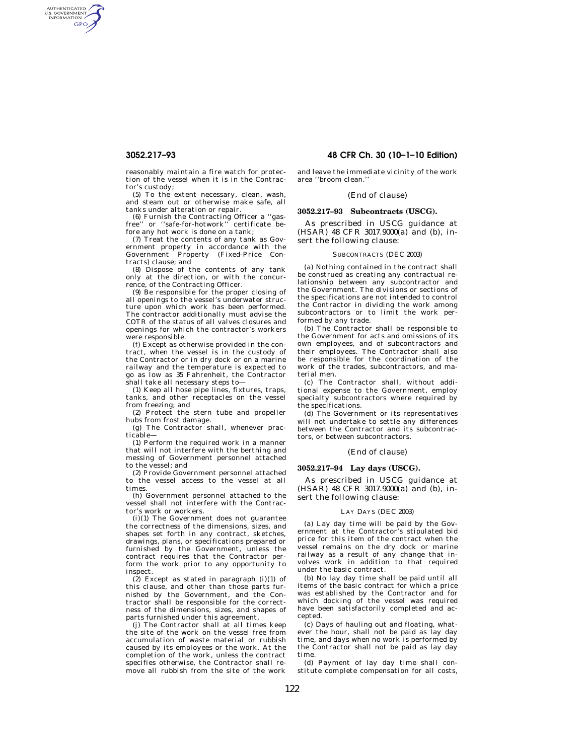reasonably maintain a fire watch for protection of the vessel when it is in the Contractor's custody;

(5) To the extent necessary, clean, wash, and steam out or otherwise make safe, all tanks under alteration or repair.

(6) Furnish the Contracting Officer a ''gas-free'' or ''safe-for-hotwork'' certificate before any hot work is done on a tank;

(7) Treat the contents of any tank as Government property in accordance with the Government Property (Fixed-Price Contracts) clause; and

(8) Dispose of the contents of any tank only at the direction, or with the concurrence, of the Contracting Officer.

(9) Be responsible for the proper closing of all openings to the vessel's underwater structure upon which work has been performed. The contractor additionally must advise the COTR of the status of all valves closures and openings for which the contractor's workers were responsible.

(f) Except as otherwise provided in the contract, when the vessel is in the custody of the Contractor or in dry dock or on a marine railway and the temperature is expected to go as low as 35 Fahrenheit, the Contractor shall take all necessary steps to—

(1) Keep all hose pipe lines, fixtures, traps, tanks, and other receptacles on the vessel from freezing; and

(2) Protect the stern tube and propeller hubs from frost damage.

(g) The Contractor shall, whenever practicable—

(1) Perform the required work in a manner that will not interfere with the berthing and messing of Government personnel attached to the vessel; and

(2) Provide Government personnel attached to the vessel access to the vessel at all times.

(h) Government personnel attached to the vessel shall not interfere with the Contractor's work or workers.

(i)(1) The Government does not guarantee the correctness of the dimensions, sizes, and shapes set forth in any contract, sketches, drawings, plans, or specifications prepared or furnished by the Government, unless the contract requires that the Contractor perform the work prior to any opportunity to inspect.

(2) Except as stated in paragraph (i)(1) of this clause, and other than those parts furnished by the Government, and the Contractor shall be responsible for the correctness of the dimensions, sizes, and shapes of parts furnished under this agreement.

(j) The Contractor shall at all times keep the site of the work on the vessel free from accumulation of waste material or rubbish caused by its employees or the work. At the completion of the work, unless the contract specifies otherwise, the Contractor shall remove all rubbish from the site of the work and leave the immediate vicinity of the work area ''broom clean.''

(End of clause)

### 3052.217–93 Subcontracts (USCG).

As prescribed in USCG guidance at (HSAR) 48 CFR 3017.9000(a) and (b), insert the following clause:

SUBCONTRACTS (DEC 2003)

(a) Nothing contained in the contract shall be construed as creating any contractual relationship between any subcontractor and the Government. The divisions or sections of the specifications are not intended to control the Contractor in dividing the work among subcontractors or to limit the work performed by any trade.

(b) The Contractor shall be responsible to the Government for acts and omissions of its own employees, and of subcontractors and their employees. The Contractor shall also be responsible for the coordination of the work of the trades, subcontractors, and material men.

(c) The Contractor shall, without additional expense to the Government, employ specialty subcontractors where required by the specifications.

(d) The Government or its representatives will not undertake to settle any differences between the Contractor and its subcontractors, or between subcontractors.

(End of clause)

### 3052.217–94 Lay days (USCG).

As prescribed in USCG guidance at (HSAR) 48 CFR 3017.9000(a) and (b), insert the following clause:

LAY DAYS (DEC 2003)

(a) Lay day time will be paid by the Government at the Contractor's stipulated bid price for this item of the contract when the vessel remains on the dry dock or marine railway as a result of any change that involves work in addition to that required under the basic contract.

(b) No lay day time shall be paid until all items of the basic contract for which a price was established by the Contractor and for which docking of the vessel was required have been satisfactorily completed and accepted.

(c) Days of hauling out and floating, whatever the hour, shall not be paid as lay day time, and days when no work is performed by the Contractor shall not be paid as lay day time.

(d) Payment of lay day time shall constitute complete compensation for all costs,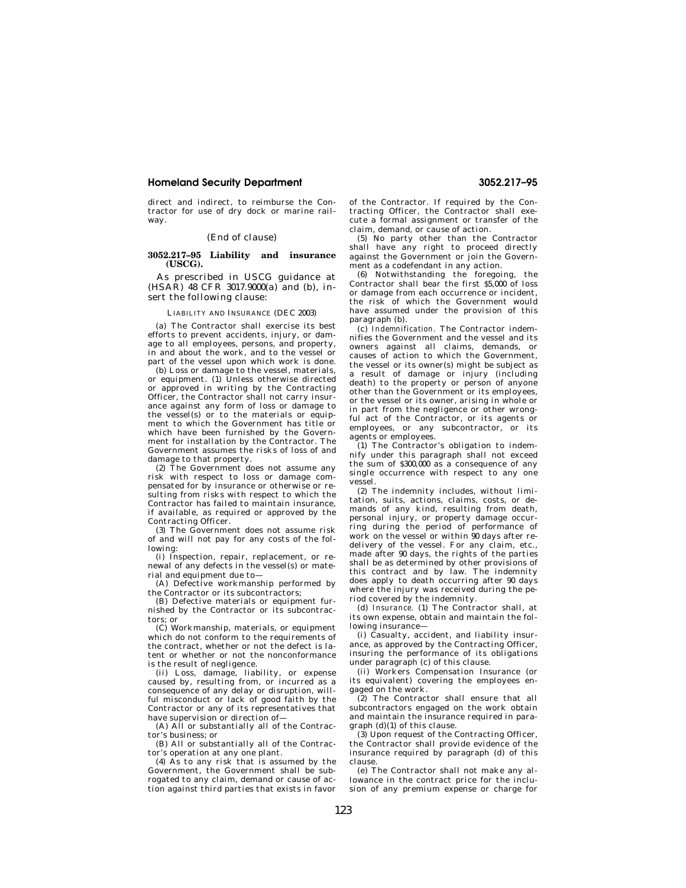direct and indirect, to reimburse the Contractor for use of dry dock or marine railway.

(End of clause)

### 3052.217–95 Liability and insurance (USCG).

As prescribed in USCG guidance at (HSAR) 48 CFR 3017.9000(a) and (b), insert the following clause:

LIABILITY AND INSURANCE (DEC 2003)

(a) The Contractor shall exercise its best efforts to prevent accidents, injury, or damage to all employees, persons, and property, in and about the work, and to the vessel or part of the vessel upon which work is done.

(b) Loss or damage to the vessel, materials, or equipment. (1) Unless otherwise directed or approved in writing by the Contracting Officer, the Contractor shall not carry insurance against any form of loss or damage to the vessel(s) or to the materials or equipment to which the Government has title or which have been furnished by the Government for installation by the Contractor. The Government assumes the risks of loss of and damage to that property.

(2) The Government does not assume any risk with respect to loss or damage compensated for by insurance or otherwise or resulting from risks with respect to which the Contractor has failed to maintain insurance, if available, as required or approved by the Contracting Officer.

(3) The Government does not assume risk of and will not pay for any costs of the following:

(i) Inspection, repair, replacement, or renewal of any defects in the vessel(s) or material and equipment due to—

(A) Defective workmanship performed by the Contractor or its subcontractors;

(B) Defective materials or equipment furnished by the Contractor or its subcontractors; or

(C) Workmanship, materials, or equipment which do not conform to the requirements of the contract, whether or not the defect is latent or whether or not the nonconformance is the result of negligence.

(ii) Loss, damage, liability, or expense caused by, resulting from, or incurred as a consequence of any delay or disruption, willful misconduct or lack of good faith by the Contractor or any of its representatives that have supervision or direction of—

(A) All or substantially all of the Contractor's business; or

(B) All or substantially all of the Contractor's operation at any one plant.

(4) As to any risk that is assumed by the Government, the Government shall be subrogated to any claim, demand or cause of action against third parties that exists in favor of the Contractor. If required by the Contracting Officer, the Contractor shall execute a formal assignment or transfer of the claim, demand, or cause of action.

(5) No party other than the Contractor shall have any right to proceed directly against the Government or join the Government as a codefendant in any action.

(6) Notwithstanding the foregoing, the Contractor shall bear the first $5,000 of loss or damage from each occurrence or incident, the risk of which the Government would have assumed under the provision of this paragraph (b).

(c) *Indemnification.* The Contractor indemnifies the Government and the vessel and its owners against all claims, demands, or causes of action to which the Government, the vessel or its owner(s) might be subject as a result of damage or injury (including death) to the property or person of anyone other than the Government or its employees, or the vessel or its owner, arising in whole or in part from the negligence or other wrongful act of the Contractor, or its agents or employees, or any subcontractor, or its agents or employees.

(1) The Contractor's obligation to indemnify under this paragraph shall not exceed the sum of $300,000 as a consequence of any single occurrence with respect to any one vessel.

(2) The indemnity includes, without limitation, suits, actions, claims, costs, or demands of any kind, resulting from death, personal injury, or property damage occurring during the period of performance of work on the vessel or within 90 days after redelivery of the vessel. For any claim, etc., made after 90 days, the rights of the parties shall be as determined by other provisions of this contract and by law. The indemnity does apply to death occurring after 90 days where the injury was received during the period covered by the indemnity.

(d) *Insurance.* (1) The Contractor shall, at its own expense, obtain and maintain the following insurance—

(i) Casualty, accident, and liability insurance, as approved by the Contracting Officer, insuring the performance of its obligations under paragraph (c) of this clause.

(ii) Workers Compensation Insurance (or its equivalent) covering the employees engaged on the work.

(2) The Contractor shall ensure that all subcontractors engaged on the work obtain and maintain the insurance required in paragraph (d)(1) of this clause.

(3) Upon request of the Contracting Officer, the Contractor shall provide evidence of the insurance required by paragraph (d) of this clause.

(e) The Contractor shall not make any allowance in the contract price for the inclusion of any premium expense or charge for